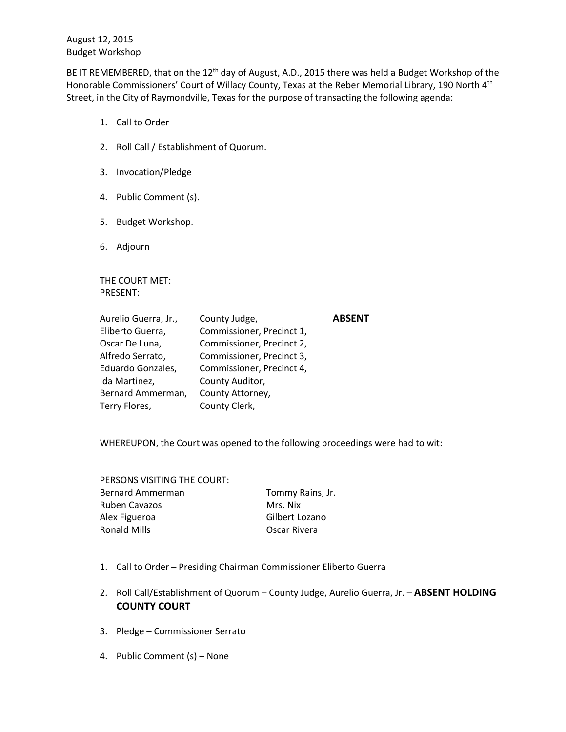August 12, 2015
Budget Workshop

BE IT REMEMBERED, that on the 12th day of August, A.D., 2015 there was held a Budget Workshop of the Honorable Commissioners' Court of Willacy County, Texas at the Reber Memorial Library, 190 North 4th Street, in the City of Raymondville, Texas for the purpose of transacting the following agenda:

1. Call to Order
2. Roll Call / Establishment of Quorum.
3. Invocation/Pledge
4. Public Comment (s).
5. Budget Workshop.
6. Adjourn

THE COURT MET:
PRESENT:

| | | |
|---|---|---|
| Aurelio Guerra, Jr., | County Judge, | **ABSENT** |
| Eliberto Guerra, | Commissioner, Precinct 1, | |
| Oscar De Luna, | Commissioner, Precinct 2, | |
| Alfredo Serrato, | Commissioner, Precinct 3, | |
| Eduardo Gonzales, | Commissioner, Precinct 4, | |
| Ida Martinez, | County Auditor, | |
| Bernard Ammerman, | County Attorney, | |
| Terry Flores, | County Clerk, | |

WHEREUPON, the Court was opened to the following proceedings were had to wit:

PERSONS VISITING THE COURT:

| | |
|---|---|
| Bernard Ammerman | Tommy Rains, Jr. |
| Ruben Cavazos | Mrs. Nix |
| Alex Figueroa | Gilbert Lozano |
| Ronald Mills | Oscar Rivera |

1. Call to Order – Presiding Chairman Commissioner Eliberto Guerra
2. Roll Call/Establishment of Quorum – County Judge, Aurelio Guerra, Jr. – **ABSENT HOLDING COUNTY COURT**
3. Pledge – Commissioner Serrato
4. Public Comment (s) – None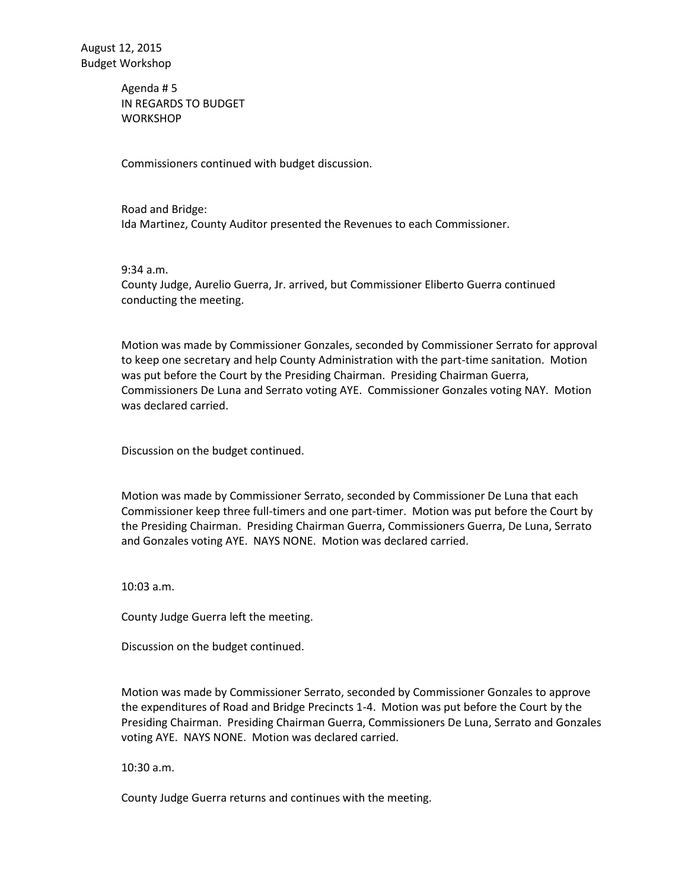August 12, 2015
Budget Workshop

Agenda # 5
IN REGARDS TO BUDGET
WORKSHOP

Commissioners continued with budget discussion.

Road and Bridge:
Ida Martinez, County Auditor presented the Revenues to each Commissioner.

9:34 a.m.
County Judge, Aurelio Guerra, Jr. arrived, but Commissioner Eliberto Guerra continued conducting the meeting.

Motion was made by Commissioner Gonzales, seconded by Commissioner Serrato for approval to keep one secretary and help County Administration with the part-time sanitation. Motion was put before the Court by the Presiding Chairman. Presiding Chairman Guerra, Commissioners De Luna and Serrato voting AYE. Commissioner Gonzales voting NAY. Motion was declared carried.

Discussion on the budget continued.

Motion was made by Commissioner Serrato, seconded by Commissioner De Luna that each Commissioner keep three full-timers and one part-timer. Motion was put before the Court by the Presiding Chairman. Presiding Chairman Guerra, Commissioners Guerra, De Luna, Serrato and Gonzales voting AYE. NAYS NONE. Motion was declared carried.

10:03 a.m.

County Judge Guerra left the meeting.

Discussion on the budget continued.

Motion was made by Commissioner Serrato, seconded by Commissioner Gonzales to approve the expenditures of Road and Bridge Precincts 1-4. Motion was put before the Court by the Presiding Chairman. Presiding Chairman Guerra, Commissioners De Luna, Serrato and Gonzales voting AYE. NAYS NONE. Motion was declared carried.

10:30 a.m.

County Judge Guerra returns and continues with the meeting.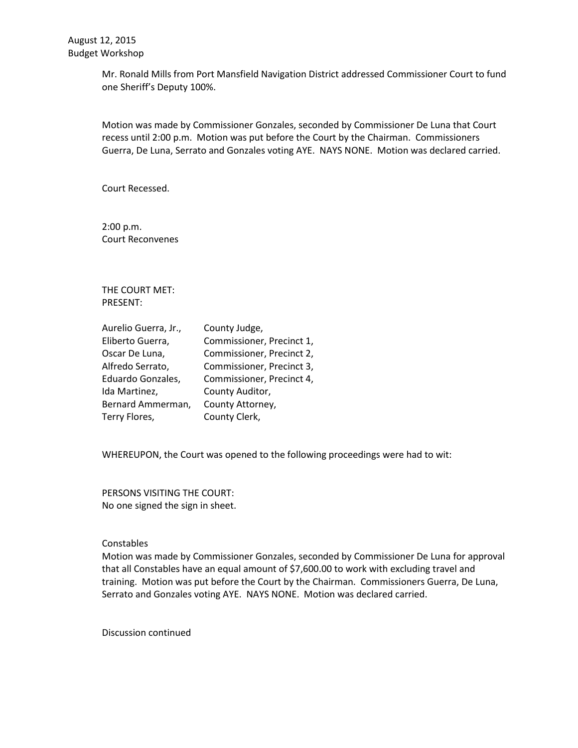Mr. Ronald Mills from Port Mansfield Navigation District addressed Commissioner Court to fund one Sheriff's Deputy 100%.

Motion was made by Commissioner Gonzales, seconded by Commissioner De Luna that Court recess until 2:00 p.m. Motion was put before the Court by the Chairman. Commissioners Guerra, De Luna, Serrato and Gonzales voting AYE. NAYS NONE. Motion was declared carried.

Court Recessed.

2:00 p.m.
Court Reconvenes

THE COURT MET:
PRESENT:

| | |
|---|---|
| Aurelio Guerra, Jr., | County Judge, |
| Eliberto Guerra, | Commissioner, Precinct 1, |
| Oscar De Luna, | Commissioner, Precinct 2, |
| Alfredo Serrato, | Commissioner, Precinct 3, |
| Eduardo Gonzales, | Commissioner, Precinct 4, |
| Ida Martinez, | County Auditor, |
| Bernard Ammerman, | County Attorney, |
| Terry Flores, | County Clerk, |

WHEREUPON, the Court was opened to the following proceedings were had to wit:

PERSONS VISITING THE COURT:
No one signed the sign in sheet.

Constables
Motion was made by Commissioner Gonzales, seconded by Commissioner De Luna for approval that all Constables have an equal amount of $7,600.00 to work with excluding travel and training. Motion was put before the Court by the Chairman. Commissioners Guerra, De Luna, Serrato and Gonzales voting AYE. NAYS NONE. Motion was declared carried.

Discussion continued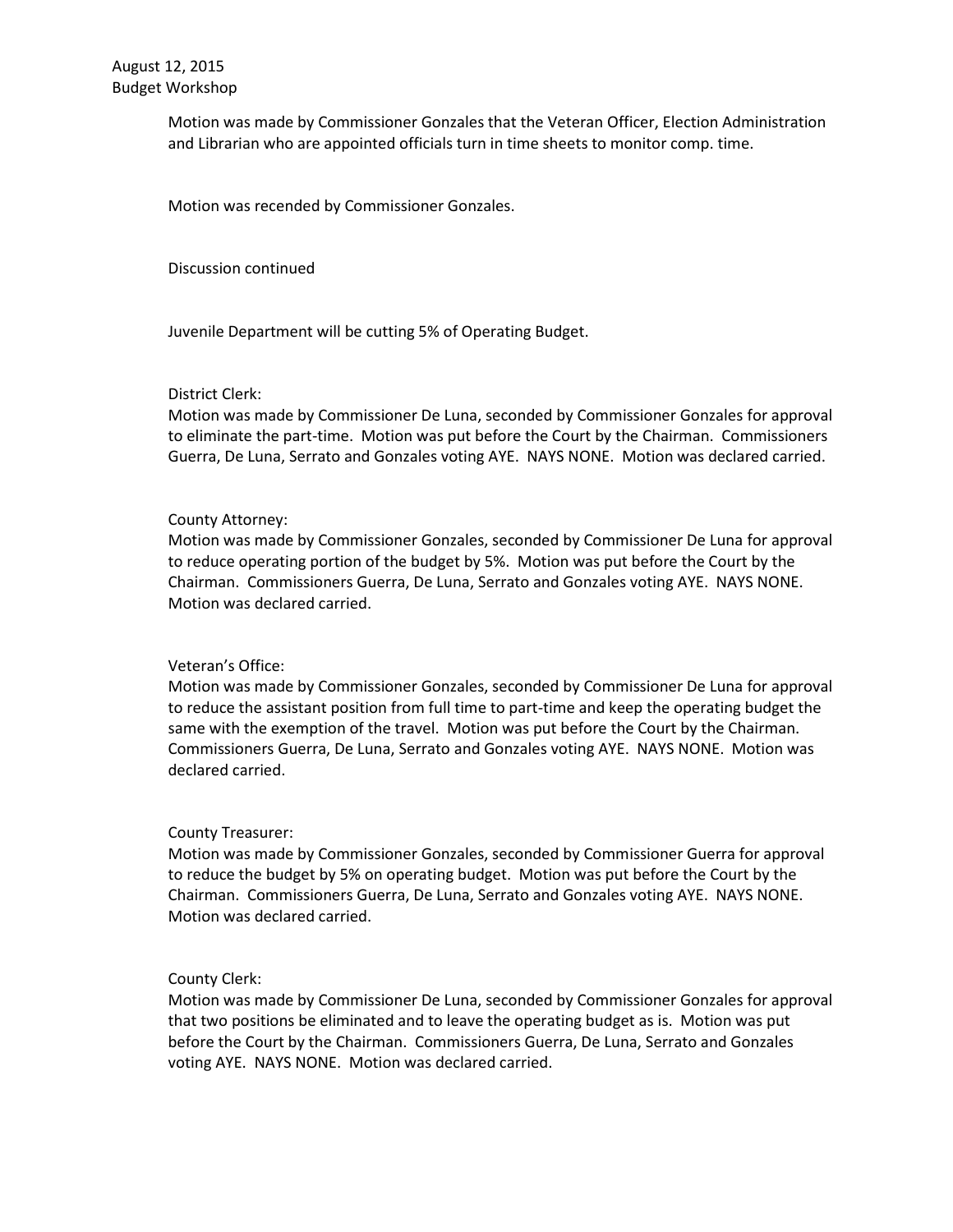Motion was made by Commissioner Gonzales that the Veteran Officer, Election Administration and Librarian who are appointed officials turn in time sheets to monitor comp. time.

Motion was recended by Commissioner Gonzales.

Discussion continued

Juvenile Department will be cutting 5% of Operating Budget.

District Clerk:
Motion was made by Commissioner De Luna, seconded by Commissioner Gonzales for approval to eliminate the part-time. Motion was put before the Court by the Chairman. Commissioners Guerra, De Luna, Serrato and Gonzales voting AYE. NAYS NONE. Motion was declared carried.

County Attorney:
Motion was made by Commissioner Gonzales, seconded by Commissioner De Luna for approval to reduce operating portion of the budget by 5%. Motion was put before the Court by the Chairman. Commissioners Guerra, De Luna, Serrato and Gonzales voting AYE. NAYS NONE. Motion was declared carried.

Veteran's Office:
Motion was made by Commissioner Gonzales, seconded by Commissioner De Luna for approval to reduce the assistant position from full time to part-time and keep the operating budget the same with the exemption of the travel. Motion was put before the Court by the Chairman. Commissioners Guerra, De Luna, Serrato and Gonzales voting AYE. NAYS NONE. Motion was declared carried.

County Treasurer:
Motion was made by Commissioner Gonzales, seconded by Commissioner Guerra for approval to reduce the budget by 5% on operating budget. Motion was put before the Court by the Chairman. Commissioners Guerra, De Luna, Serrato and Gonzales voting AYE. NAYS NONE. Motion was declared carried.

County Clerk:
Motion was made by Commissioner De Luna, seconded by Commissioner Gonzales for approval that two positions be eliminated and to leave the operating budget as is. Motion was put before the Court by the Chairman. Commissioners Guerra, De Luna, Serrato and Gonzales voting AYE. NAYS NONE. Motion was declared carried.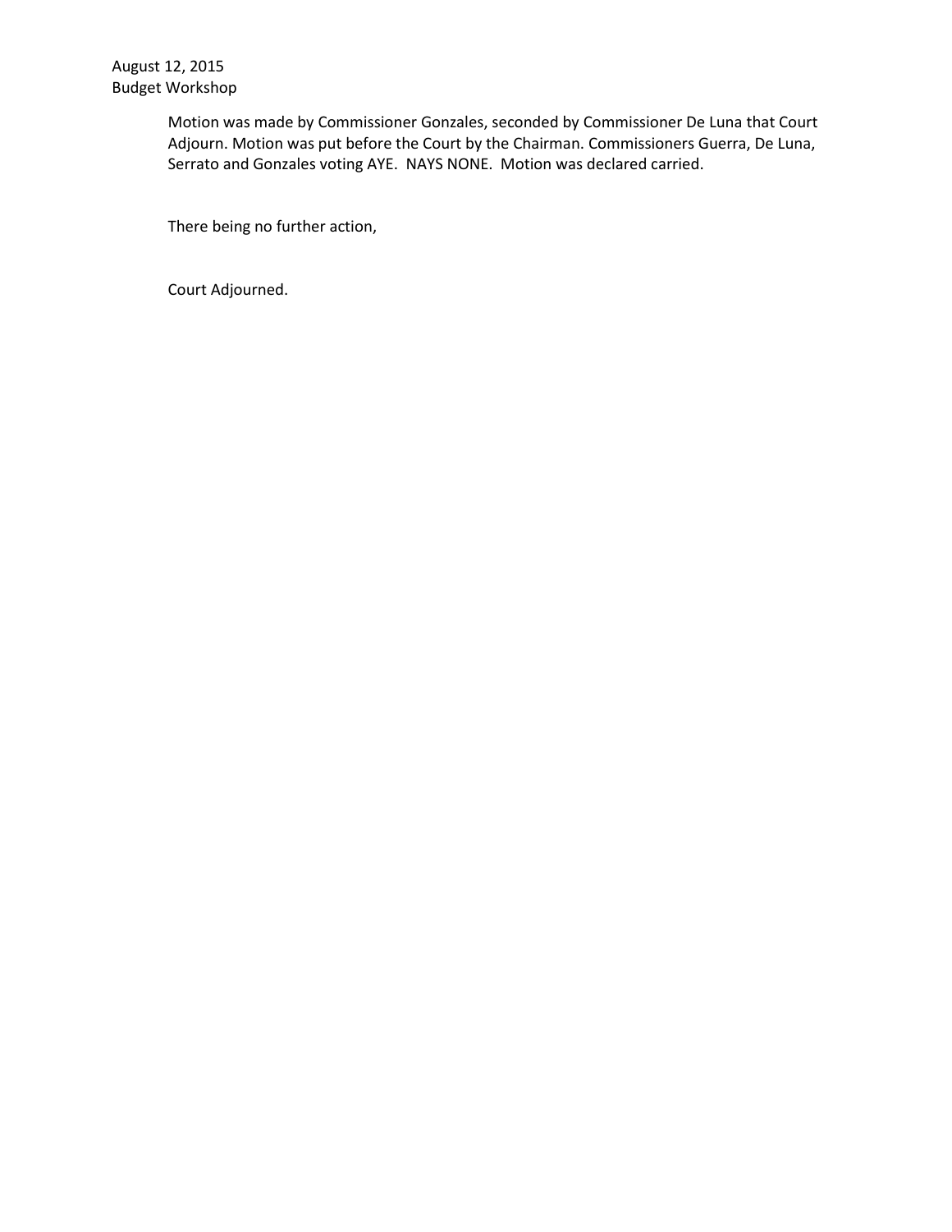Motion was made by Commissioner Gonzales, seconded by Commissioner De Luna that Court Adjourn. Motion was put before the Court by the Chairman. Commissioners Guerra, De Luna, Serrato and Gonzales voting AYE. NAYS NONE. Motion was declared carried.

There being no further action,

Court Adjourned.